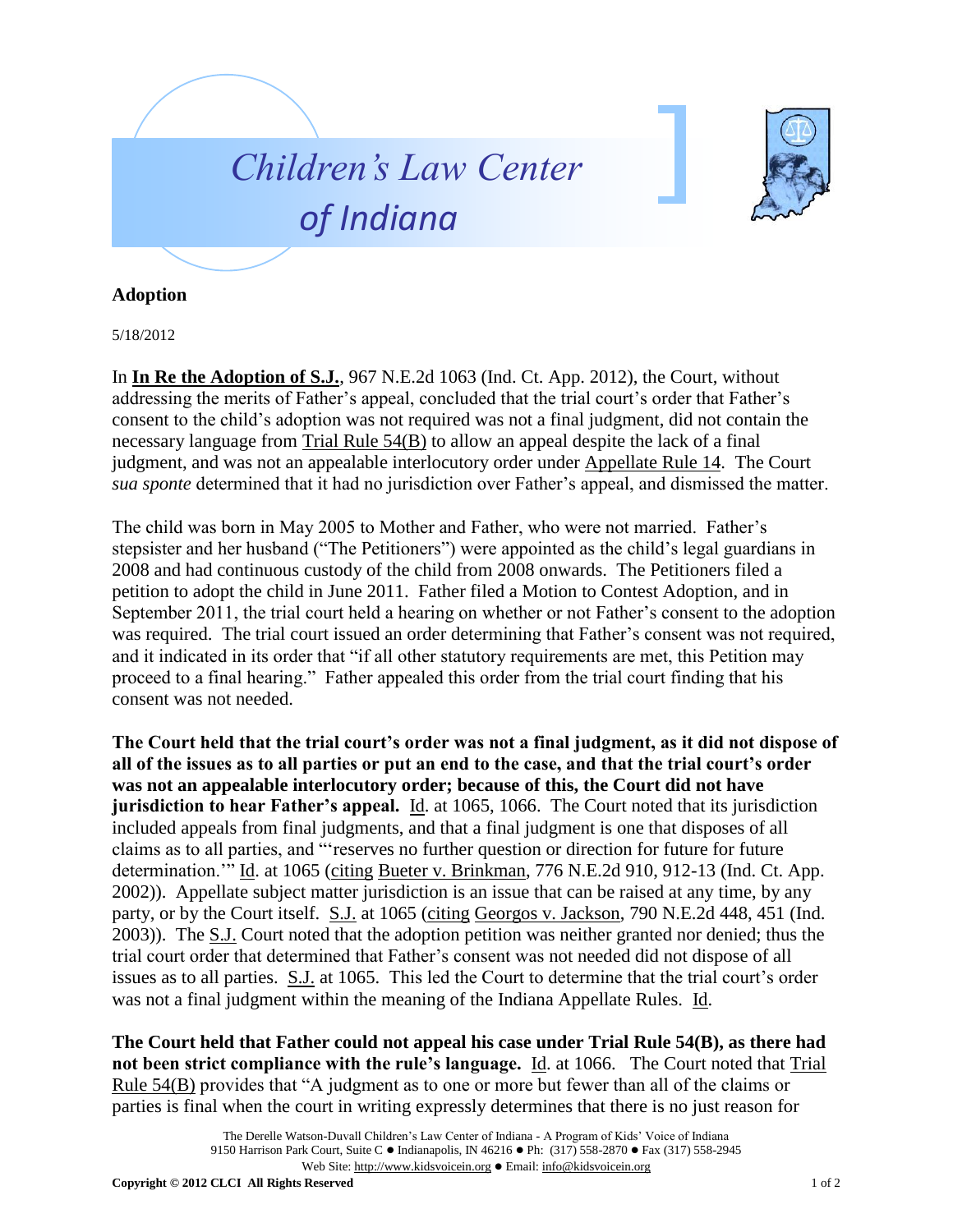# Children's Law Center of Indiana

## Adoption

5/18/2012

In **In Re the Adoption of S.J.**, 967 N.E.2d 1063 (Ind. Ct. App. 2012), the Court, without addressing the merits of Father's appeal, concluded that the trial court's order that Father's consent to the child's adoption was not required was not a final judgment, did not contain the necessary language from Trial Rule 54(B) to allow an appeal despite the lack of a final judgment, and was not an appealable interlocutory order under Appellate Rule 14. The Court *sua sponte* determined that it had no jurisdiction over Father's appeal, and dismissed the matter.

The child was born in May 2005 to Mother and Father, who were not married. Father's stepsister and her husband ("The Petitioners") were appointed as the child's legal guardians in 2008 and had continuous custody of the child from 2008 onwards. The Petitioners filed a petition to adopt the child in June 2011. Father filed a Motion to Contest Adoption, and in September 2011, the trial court held a hearing on whether or not Father's consent to the adoption was required. The trial court issued an order determining that Father's consent was not required, and it indicated in its order that "if all other statutory requirements are met, this Petition may proceed to a final hearing." Father appealed this order from the trial court finding that his consent was not needed.

**The Court held that the trial court's order was not a final judgment, as it did not dispose of all of the issues as to all parties or put an end to the case, and that the trial court's order was not an appealable interlocutory order; because of this, the Court did not have jurisdiction to hear Father's appeal.** Id. at 1065, 1066. The Court noted that its jurisdiction included appeals from final judgments, and that a final judgment is one that disposes of all claims as to all parties, and "'reserves no further question or direction for future for future determination.'" Id. at 1065 (citing Bueter v. Brinkman, 776 N.E.2d 910, 912-13 (Ind. Ct. App. 2002)). Appellate subject matter jurisdiction is an issue that can be raised at any time, by any party, or by the Court itself. S.J. at 1065 (citing Georgos v. Jackson, 790 N.E.2d 448, 451 (Ind. 2003)). The S.J. Court noted that the adoption petition was neither granted nor denied; thus the trial court order that determined that Father's consent was not needed did not dispose of all issues as to all parties. S.J. at 1065. This led the Court to determine that the trial court's order was not a final judgment within the meaning of the Indiana Appellate Rules. Id.

**The Court held that Father could not appeal his case under Trial Rule 54(B), as there had not been strict compliance with the rule's language.** Id. at 1066. The Court noted that Trial Rule 54(B) provides that "A judgment as to one or more but fewer than all of the claims or parties is final when the court in writing expressly determines that there is no just reason for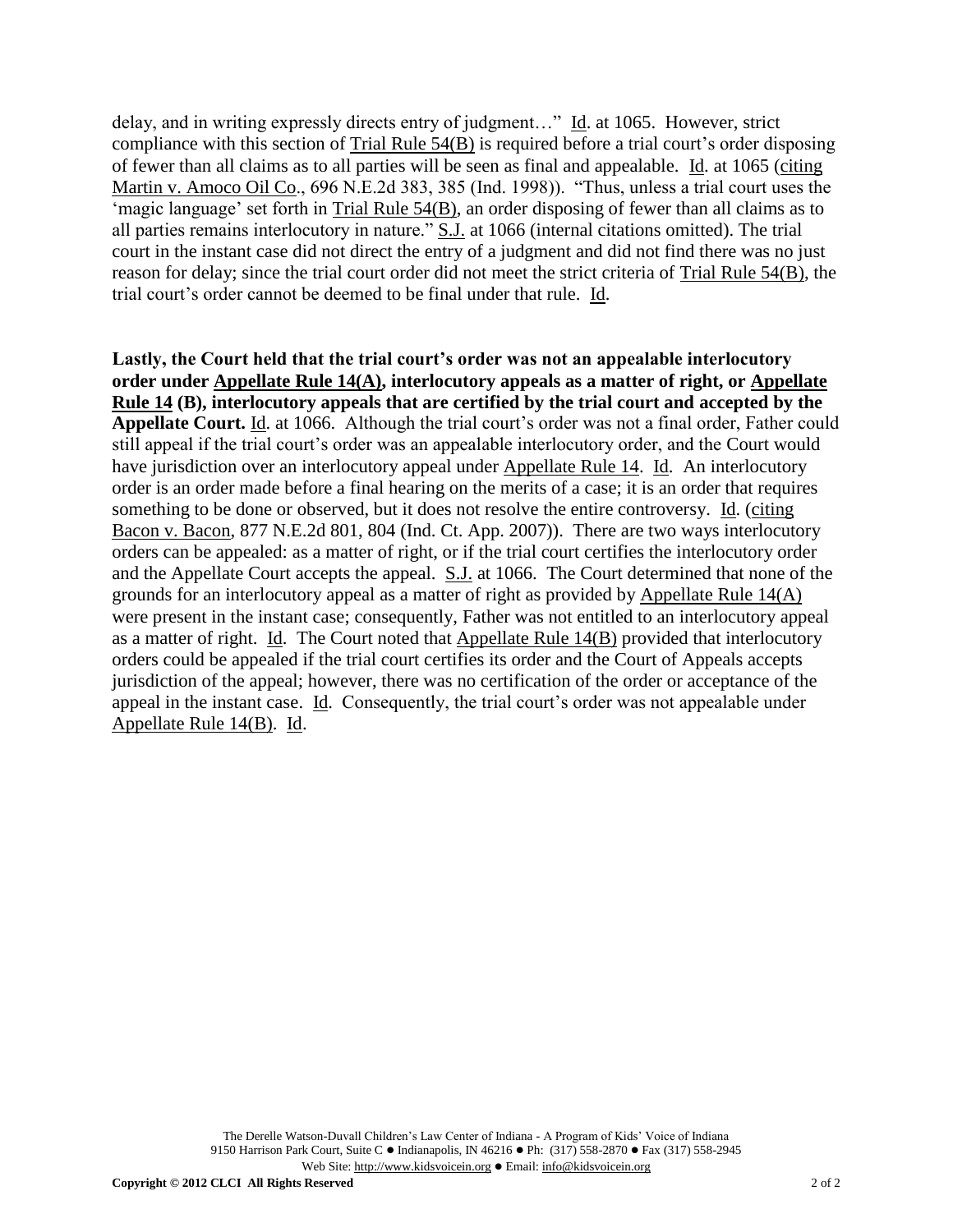delay, and in writing expressly directs entry of judgment…" Id. at 1065. However, strict compliance with this section of Trial Rule 54(B) is required before a trial court's order disposing of fewer than all claims as to all parties will be seen as final and appealable. Id. at 1065 (citing Martin v. Amoco Oil Co., 696 N.E.2d 383, 385 (Ind. 1998)). "Thus, unless a trial court uses the 'magic language' set forth in Trial Rule 54(B), an order disposing of fewer than all claims as to all parties remains interlocutory in nature." S.J. at 1066 (internal citations omitted). The trial court in the instant case did not direct the entry of a judgment and did not find there was no just reason for delay; since the trial court order did not meet the strict criteria of Trial Rule 54(B), the trial court's order cannot be deemed to be final under that rule. Id.

**Lastly, the Court held that the trial court's order was not an appealable interlocutory order under Appellate Rule 14(A), interlocutory appeals as a matter of right, or Appellate Rule 14 (B), interlocutory appeals that are certified by the trial court and accepted by the Appellate Court.** Id. at 1066. Although the trial court's order was not a final order, Father could still appeal if the trial court's order was an appealable interlocutory order, and the Court would have jurisdiction over an interlocutory appeal under Appellate Rule 14. Id. An interlocutory order is an order made before a final hearing on the merits of a case; it is an order that requires something to be done or observed, but it does not resolve the entire controversy. Id. (citing Bacon v. Bacon, 877 N.E.2d 801, 804 (Ind. Ct. App. 2007)). There are two ways interlocutory orders can be appealed: as a matter of right, or if the trial court certifies the interlocutory order and the Appellate Court accepts the appeal. S.J. at 1066. The Court determined that none of the grounds for an interlocutory appeal as a matter of right as provided by Appellate Rule 14(A) were present in the instant case; consequently, Father was not entitled to an interlocutory appeal as a matter of right. Id. The Court noted that Appellate Rule 14(B) provided that interlocutory orders could be appealed if the trial court certifies its order and the Court of Appeals accepts jurisdiction of the appeal; however, there was no certification of the order or acceptance of the appeal in the instant case. Id. Consequently, the trial court's order was not appealable under Appellate Rule 14(B). Id.